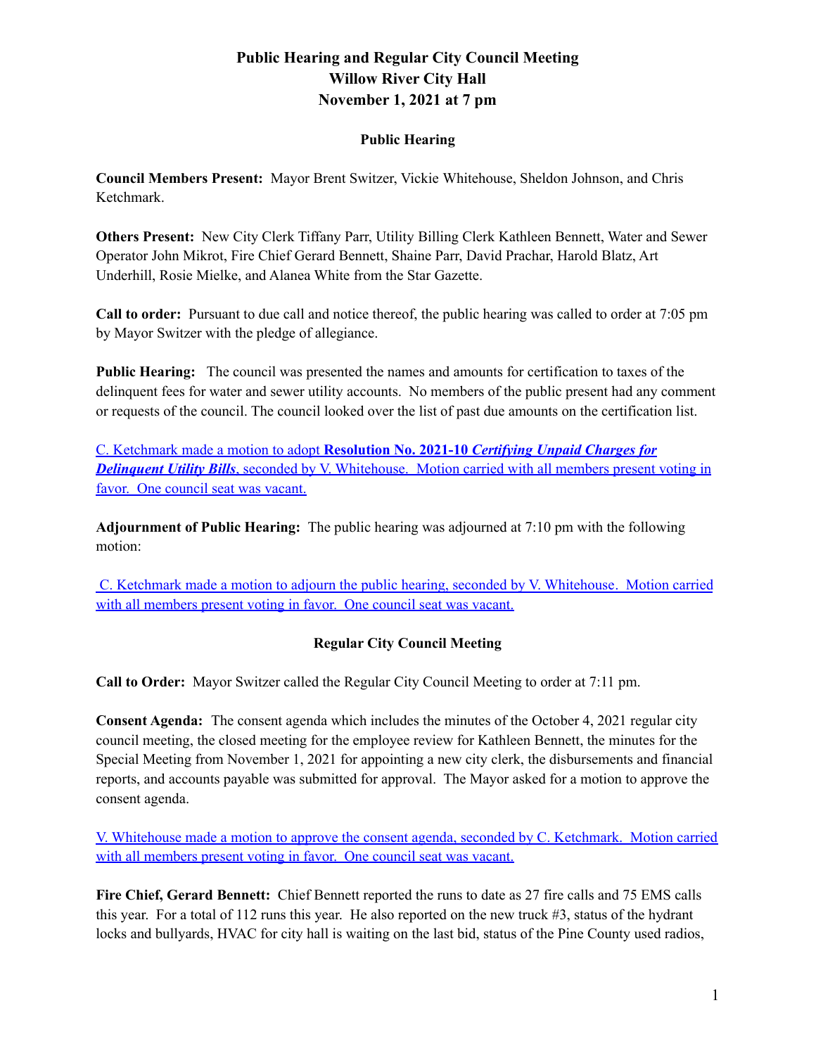# Public Hearing and Regular City Council Meeting
# Willow River City Hall
# November 1, 2021 at 7 pm

## Public Hearing

**Council Members Present:** Mayor Brent Switzer, Vickie Whitehouse, Sheldon Johnson, and Chris Ketchmark.

**Others Present:** New City Clerk Tiffany Parr, Utility Billing Clerk Kathleen Bennett, Water and Sewer Operator John Mikrot, Fire Chief Gerard Bennett, Shaine Parr, David Prachar, Harold Blatz, Art Underhill, Rosie Mielke, and Alanea White from the Star Gazette.

**Call to order:** Pursuant to due call and notice thereof, the public hearing was called to order at 7:05 pm by Mayor Switzer with the pledge of allegiance.

**Public Hearing:** The council was presented the names and amounts for certification to taxes of the delinquent fees for water and sewer utility accounts. No members of the public present had any comment or requests of the council. The council looked over the list of past due amounts on the certification list.

C. Ketchmark made a motion to adopt **Resolution No. 2021-10** ***Certifying Unpaid Charges for Delinquent Utility Bills***, seconded by V. Whitehouse. Motion carried with all members present voting in favor. One council seat was vacant.

**Adjournment of Public Hearing:** The public hearing was adjourned at 7:10 pm with the following motion:

C. Ketchmark made a motion to adjourn the public hearing, seconded by V. Whitehouse. Motion carried with all members present voting in favor. One council seat was vacant.

## Regular City Council Meeting

**Call to Order:** Mayor Switzer called the Regular City Council Meeting to order at 7:11 pm.

**Consent Agenda:** The consent agenda which includes the minutes of the October 4, 2021 regular city council meeting, the closed meeting for the employee review for Kathleen Bennett, the minutes for the Special Meeting from November 1, 2021 for appointing a new city clerk, the disbursements and financial reports, and accounts payable was submitted for approval. The Mayor asked for a motion to approve the consent agenda.

V. Whitehouse made a motion to approve the consent agenda, seconded by C. Ketchmark. Motion carried with all members present voting in favor. One council seat was vacant.

**Fire Chief, Gerard Bennett:** Chief Bennett reported the runs to date as 27 fire calls and 75 EMS calls this year. For a total of 112 runs this year. He also reported on the new truck #3, status of the hydrant locks and bullyards, HVAC for city hall is waiting on the last bid, status of the Pine County used radios,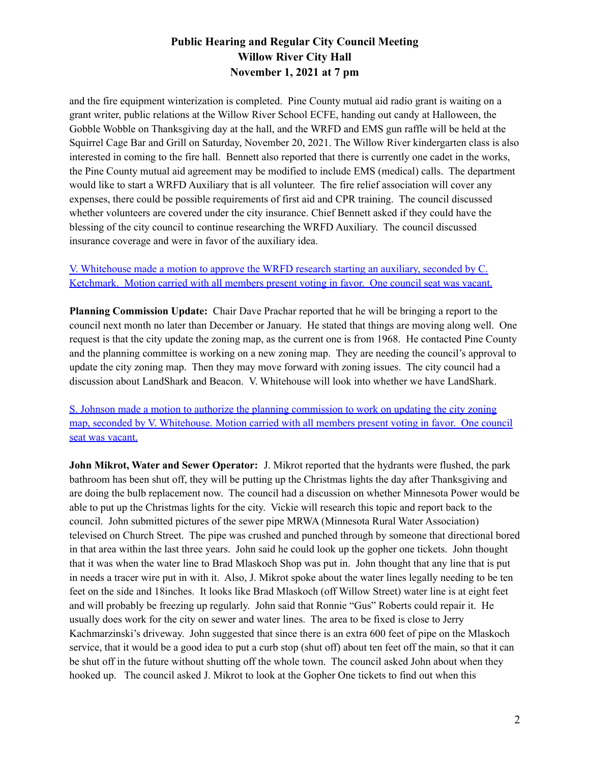and the fire equipment winterization is completed. Pine County mutual aid radio grant is waiting on a grant writer, public relations at the Willow River School ECFE, handing out candy at Halloween, the Gobble Wobble on Thanksgiving day at the hall, and the WRFD and EMS gun raffle will be held at the Squirrel Cage Bar and Grill on Saturday, November 20, 2021. The Willow River kindergarten class is also interested in coming to the fire hall. Bennett also reported that there is currently one cadet in the works, the Pine County mutual aid agreement may be modified to include EMS (medical) calls. The department would like to start a WRFD Auxiliary that is all volunteer. The fire relief association will cover any expenses, there could be possible requirements of first aid and CPR training. The council discussed whether volunteers are covered under the city insurance. Chief Bennett asked if they could have the blessing of the city council to continue researching the WRFD Auxiliary. The council discussed insurance coverage and were in favor of the auxiliary idea.

V. Whitehouse made a motion to approve the WRFD research starting an auxiliary, seconded by C. Ketchmark. Motion carried with all members present voting in favor. One council seat was vacant.

**Planning Commission Update:** Chair Dave Prachar reported that he will be bringing a report to the council next month no later than December or January. He stated that things are moving along well. One request is that the city update the zoning map, as the current one is from 1968. He contacted Pine County and the planning committee is working on a new zoning map. They are needing the council's approval to update the city zoning map. Then they may move forward with zoning issues. The city council had a discussion about LandShark and Beacon. V. Whitehouse will look into whether we have LandShark.

S. Johnson made a motion to authorize the planning commission to work on updating the city zoning map, seconded by V. Whitehouse. Motion carried with all members present voting in favor. One council seat was vacant.

**John Mikrot, Water and Sewer Operator:** J. Mikrot reported that the hydrants were flushed, the park bathroom has been shut off, they will be putting up the Christmas lights the day after Thanksgiving and are doing the bulb replacement now. The council had a discussion on whether Minnesota Power would be able to put up the Christmas lights for the city. Vickie will research this topic and report back to the council. John submitted pictures of the sewer pipe MRWA (Minnesota Rural Water Association) televised on Church Street. The pipe was crushed and punched through by someone that directional bored in that area within the last three years. John said he could look up the gopher one tickets. John thought that it was when the water line to Brad Mlaskoch Shop was put in. John thought that any line that is put in needs a tracer wire put in with it. Also, J. Mikrot spoke about the water lines legally needing to be ten feet on the side and 18inches. It looks like Brad Mlaskoch (off Willow Street) water line is at eight feet and will probably be freezing up regularly. John said that Ronnie "Gus" Roberts could repair it. He usually does work for the city on sewer and water lines. The area to be fixed is close to Jerry Kachmarzinski's driveway. John suggested that since there is an extra 600 feet of pipe on the Mlaskoch service, that it would be a good idea to put a curb stop (shut off) about ten feet off the main, so that it can be shut off in the future without shutting off the whole town. The council asked John about when they hooked up. The council asked J. Mikrot to look at the Gopher One tickets to find out when this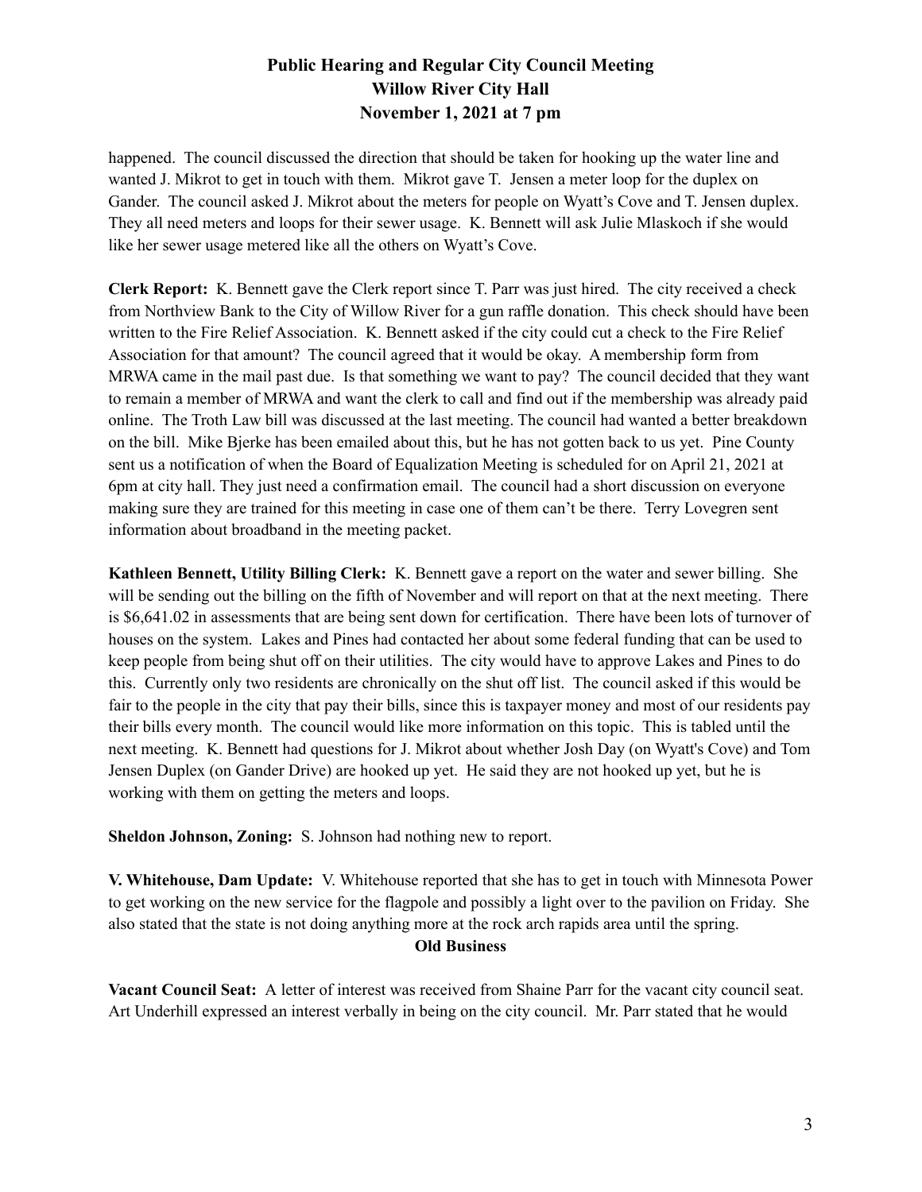happened. The council discussed the direction that should be taken for hooking up the water line and wanted J. Mikrot to get in touch with them. Mikrot gave T. Jensen a meter loop for the duplex on Gander. The council asked J. Mikrot about the meters for people on Wyatt's Cove and T. Jensen duplex. They all need meters and loops for their sewer usage. K. Bennett will ask Julie Mlaskoch if she would like her sewer usage metered like all the others on Wyatt's Cove.

**Clerk Report:** K. Bennett gave the Clerk report since T. Parr was just hired. The city received a check from Northview Bank to the City of Willow River for a gun raffle donation. This check should have been written to the Fire Relief Association. K. Bennett asked if the city could cut a check to the Fire Relief Association for that amount? The council agreed that it would be okay. A membership form from MRWA came in the mail past due. Is that something we want to pay? The council decided that they want to remain a member of MRWA and want the clerk to call and find out if the membership was already paid online. The Troth Law bill was discussed at the last meeting. The council had wanted a better breakdown on the bill. Mike Bjerke has been emailed about this, but he has not gotten back to us yet. Pine County sent us a notification of when the Board of Equalization Meeting is scheduled for on April 21, 2021 at 6pm at city hall. They just need a confirmation email. The council had a short discussion on everyone making sure they are trained for this meeting in case one of them can't be there. Terry Lovegren sent information about broadband in the meeting packet.

**Kathleen Bennett, Utility Billing Clerk:** K. Bennett gave a report on the water and sewer billing. She will be sending out the billing on the fifth of November and will report on that at the next meeting. There is $6,641.02 in assessments that are being sent down for certification. There have been lots of turnover of houses on the system. Lakes and Pines had contacted her about some federal funding that can be used to keep people from being shut off on their utilities. The city would have to approve Lakes and Pines to do this. Currently only two residents are chronically on the shut off list. The council asked if this would be fair to the people in the city that pay their bills, since this is taxpayer money and most of our residents pay their bills every month. The council would like more information on this topic. This is tabled until the next meeting. K. Bennett had questions for J. Mikrot about whether Josh Day (on Wyatt's Cove) and Tom Jensen Duplex (on Gander Drive) are hooked up yet. He said they are not hooked up yet, but he is working with them on getting the meters and loops.

**Sheldon Johnson, Zoning:** S. Johnson had nothing new to report.

**V. Whitehouse, Dam Update:** V. Whitehouse reported that she has to get in touch with Minnesota Power to get working on the new service for the flagpole and possibly a light over to the pavilion on Friday. She also stated that the state is not doing anything more at the rock arch rapids area until the spring.

## Old Business

**Vacant Council Seat:** A letter of interest was received from Shaine Parr for the vacant city council seat. Art Underhill expressed an interest verbally in being on the city council. Mr. Parr stated that he would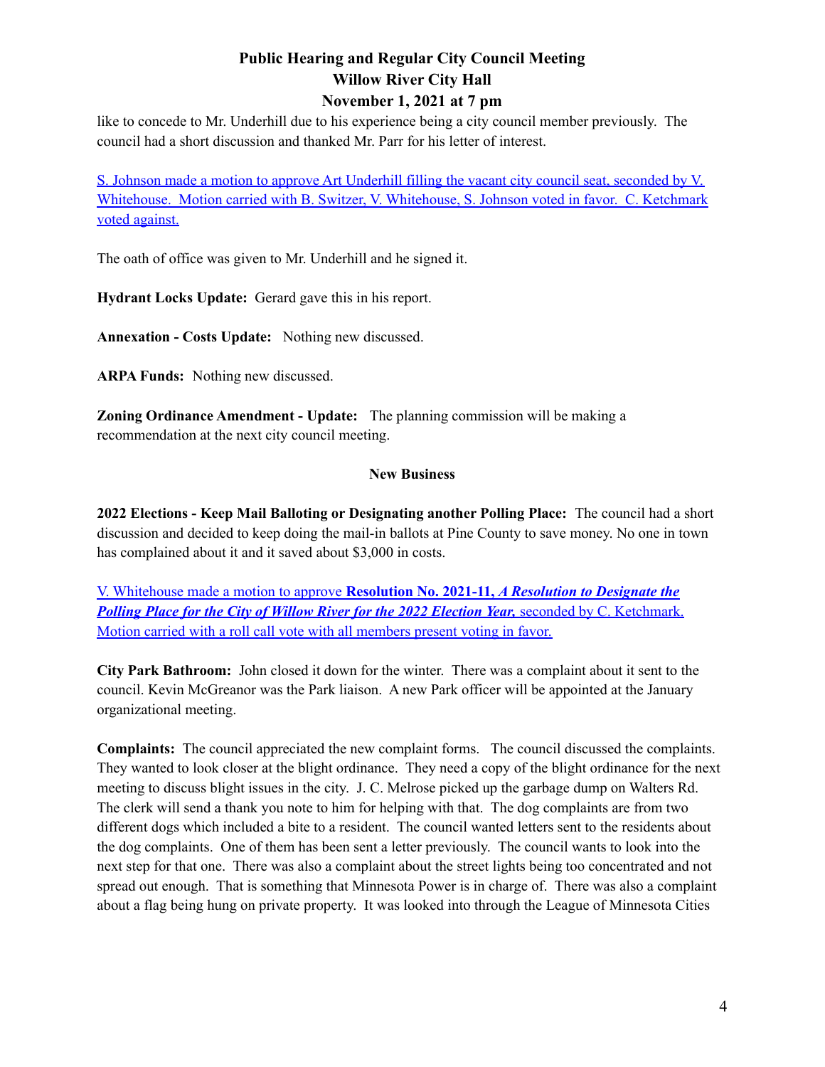like to concede to Mr. Underhill due to his experience being a city council member previously. The council had a short discussion and thanked Mr. Parr for his letter of interest.

S. Johnson made a motion to approve Art Underhill filling the vacant city council seat, seconded by V. Whitehouse. Motion carried with B. Switzer, V. Whitehouse, S. Johnson voted in favor. C. Ketchmark voted against.

The oath of office was given to Mr. Underhill and he signed it.

**Hydrant Locks Update:** Gerard gave this in his report.

**Annexation - Costs Update:** Nothing new discussed.

**ARPA Funds:** Nothing new discussed.

**Zoning Ordinance Amendment - Update:** The planning commission will be making a recommendation at the next city council meeting.

## New Business

**2022 Elections - Keep Mail Balloting or Designating another Polling Place:** The council had a short discussion and decided to keep doing the mail-in ballots at Pine County to save money. No one in town has complained about it and it saved about $3,000 in costs.

V. Whitehouse made a motion to approve **Resolution No. 2021-11,** ***A Resolution to Designate the Polling Place for the City of Willow River for the 2022 Election Year,*** seconded by C. Ketchmark. Motion carried with a roll call vote with all members present voting in favor.

**City Park Bathroom:** John closed it down for the winter. There was a complaint about it sent to the council. Kevin McGreanor was the Park liaison. A new Park officer will be appointed at the January organizational meeting.

**Complaints:** The council appreciated the new complaint forms. The council discussed the complaints. They wanted to look closer at the blight ordinance. They need a copy of the blight ordinance for the next meeting to discuss blight issues in the city. J. C. Melrose picked up the garbage dump on Walters Rd. The clerk will send a thank you note to him for helping with that. The dog complaints are from two different dogs which included a bite to a resident. The council wanted letters sent to the residents about the dog complaints. One of them has been sent a letter previously. The council wants to look into the next step for that one. There was also a complaint about the street lights being too concentrated and not spread out enough. That is something that Minnesota Power is in charge of. There was also a complaint about a flag being hung on private property. It was looked into through the League of Minnesota Cities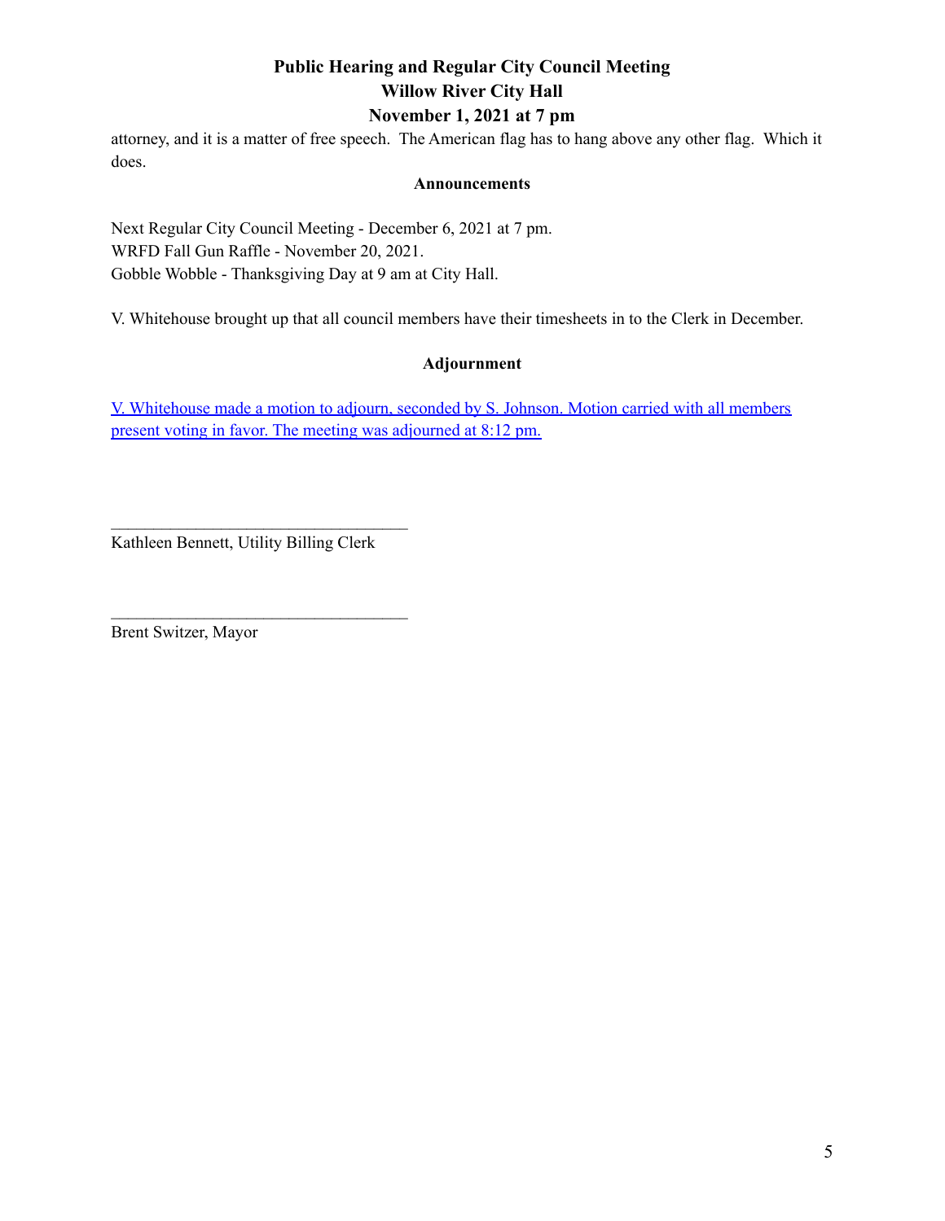attorney, and it is a matter of free speech. The American flag has to hang above any other flag. Which it does.

### Announcements

Next Regular City Council Meeting - December 6, 2021 at 7 pm.
WRFD Fall Gun Raffle - November 20, 2021.
Gobble Wobble - Thanksgiving Day at 9 am at City Hall.

V. Whitehouse brought up that all council members have their timesheets in to the Clerk in December.

### Adjournment

V. Whitehouse made a motion to adjourn, seconded by S. Johnson. Motion carried with all members present voting in favor. The meeting was adjourned at 8:12 pm.

___________________________________
Kathleen Bennett, Utility Billing Clerk

___________________________________
Brent Switzer, Mayor